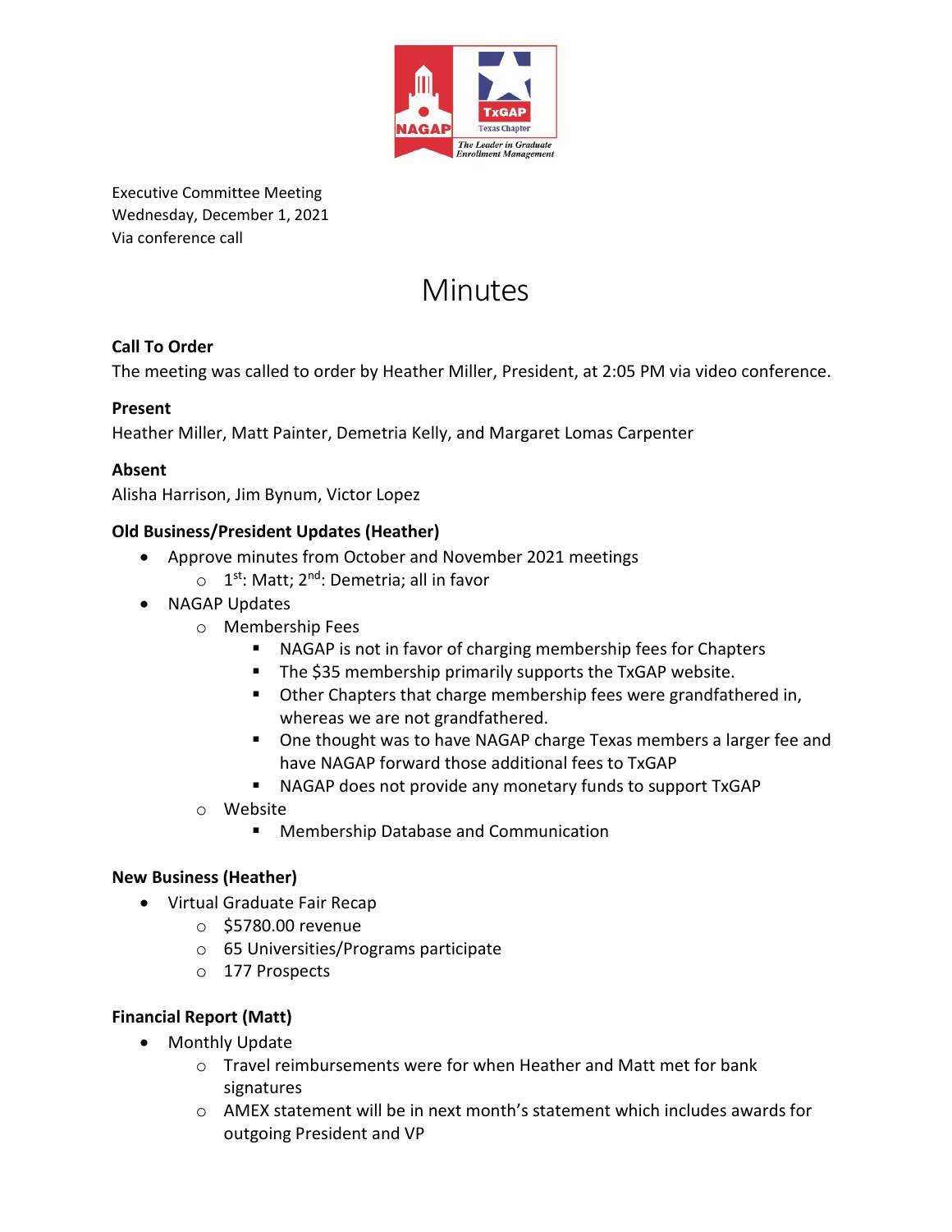Executive Committee Meeting
Wednesday, December 1, 2021
Via conference call

# Minutes

**Call To Order**

The meeting was called to order by Heather Miller, President, at 2:05 PM via video conference.

**Present**

Heather Miller, Matt Painter, Demetria Kelly, and Margaret Lomas Carpenter

**Absent**

Alisha Harrison, Jim Bynum, Victor Lopez

**Old Business/President Updates (Heather)**

- Approve minutes from October and November 2021 meetings
  - 1st: Matt; 2nd: Demetria; all in favor
- NAGAP Updates
  - Membership Fees
    - NAGAP is not in favor of charging membership fees for Chapters
    - The $35 membership primarily supports the TxGAP website.
    - Other Chapters that charge membership fees were grandfathered in, whereas we are not grandfathered.
    - One thought was to have NAGAP charge Texas members a larger fee and have NAGAP forward those additional fees to TxGAP
    - NAGAP does not provide any monetary funds to support TxGAP
  - Website
    - Membership Database and Communication

**New Business (Heather)**

- Virtual Graduate Fair Recap
  - $5780.00 revenue
  - 65 Universities/Programs participate
  - 177 Prospects

**Financial Report (Matt)**

- Monthly Update
  - Travel reimbursements were for when Heather and Matt met for bank signatures
  - AMEX statement will be in next month's statement which includes awards for outgoing President and VP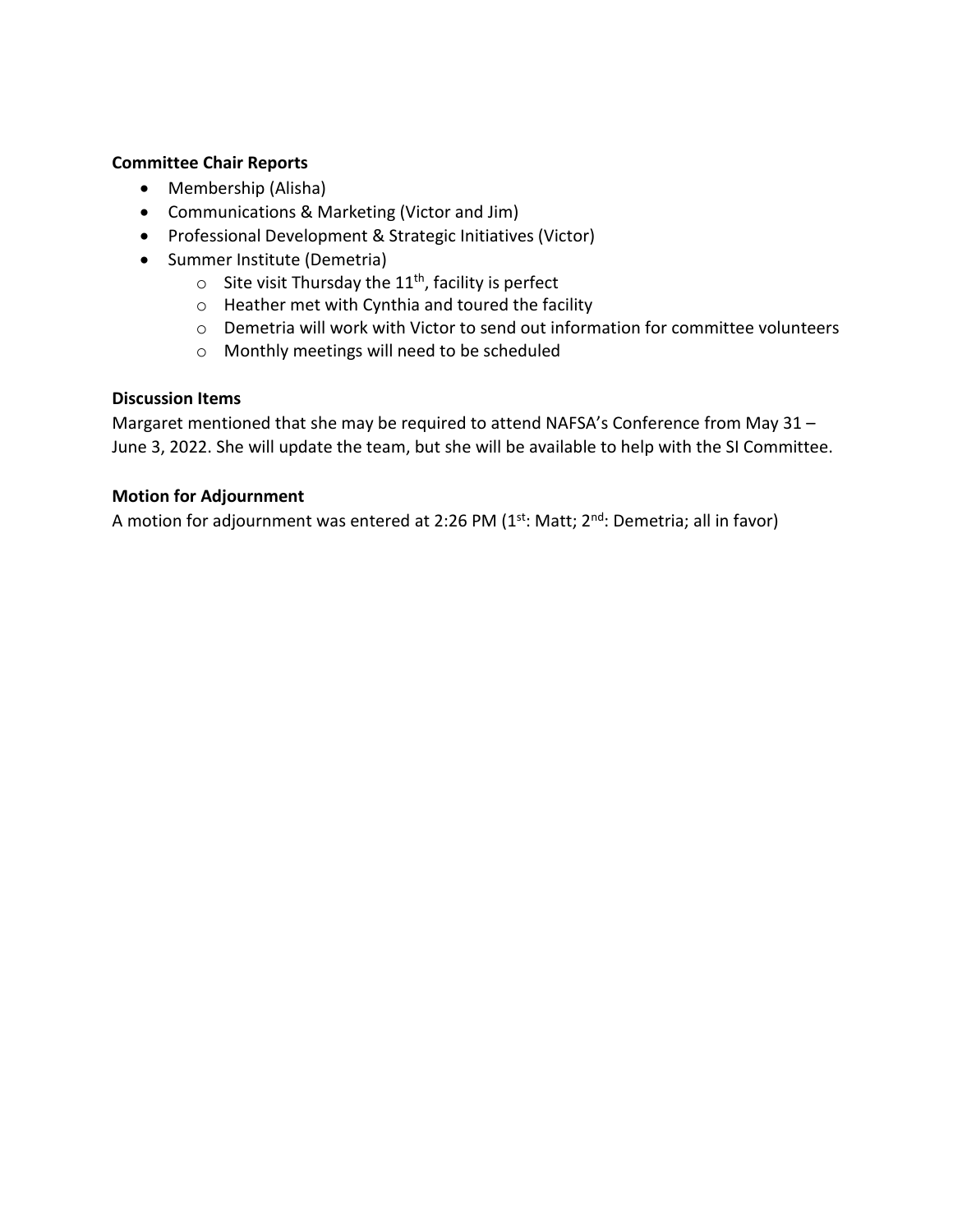**Committee Chair Reports**

- Membership (Alisha)
- Communications & Marketing (Victor and Jim)
- Professional Development & Strategic Initiatives (Victor)
- Summer Institute (Demetria)
  - Site visit Thursday the 11th, facility is perfect
  - Heather met with Cynthia and toured the facility
  - Demetria will work with Victor to send out information for committee volunteers
  - Monthly meetings will need to be scheduled

**Discussion Items**

Margaret mentioned that she may be required to attend NAFSA's Conference from May 31 – June 3, 2022. She will update the team, but she will be available to help with the SI Committee.

**Motion for Adjournment**

A motion for adjournment was entered at 2:26 PM (1st: Matt; 2nd: Demetria; all in favor)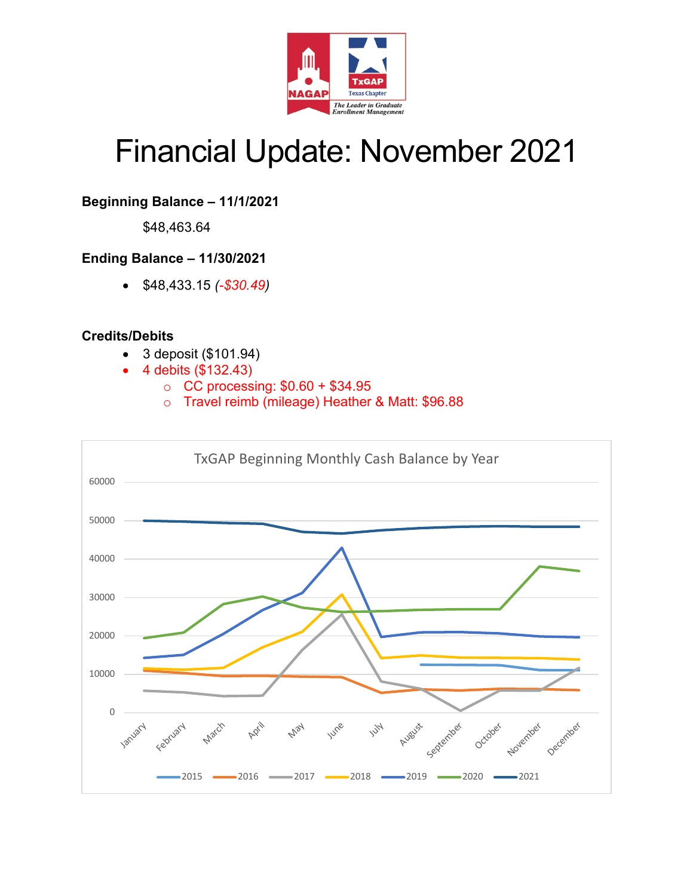NAGAP

TxGAP

Texas Chapter

The Leader in Graduate Enrollment Management

# Financial Update: November 2021

**Beginning Balance – 11/1/2021**

$48,463.64

**Ending Balance – 11/30/2021**

- $48,433.15 *(-$30.49)*

**Credits/Debits**

- 3 deposit ($101.94)
- 4 debits ($132.43)
  - CC processing: $0.60 + $34.95
  - Travel reimb (mileage) Heather & Matt: $96.88

TxGAP Beginning Monthly Cash Balance by Year

60000
50000
40000
30000
20000
10000
0

January February March April May June July August September October November December

2015 2016 2017 2018 2019 2020 2021